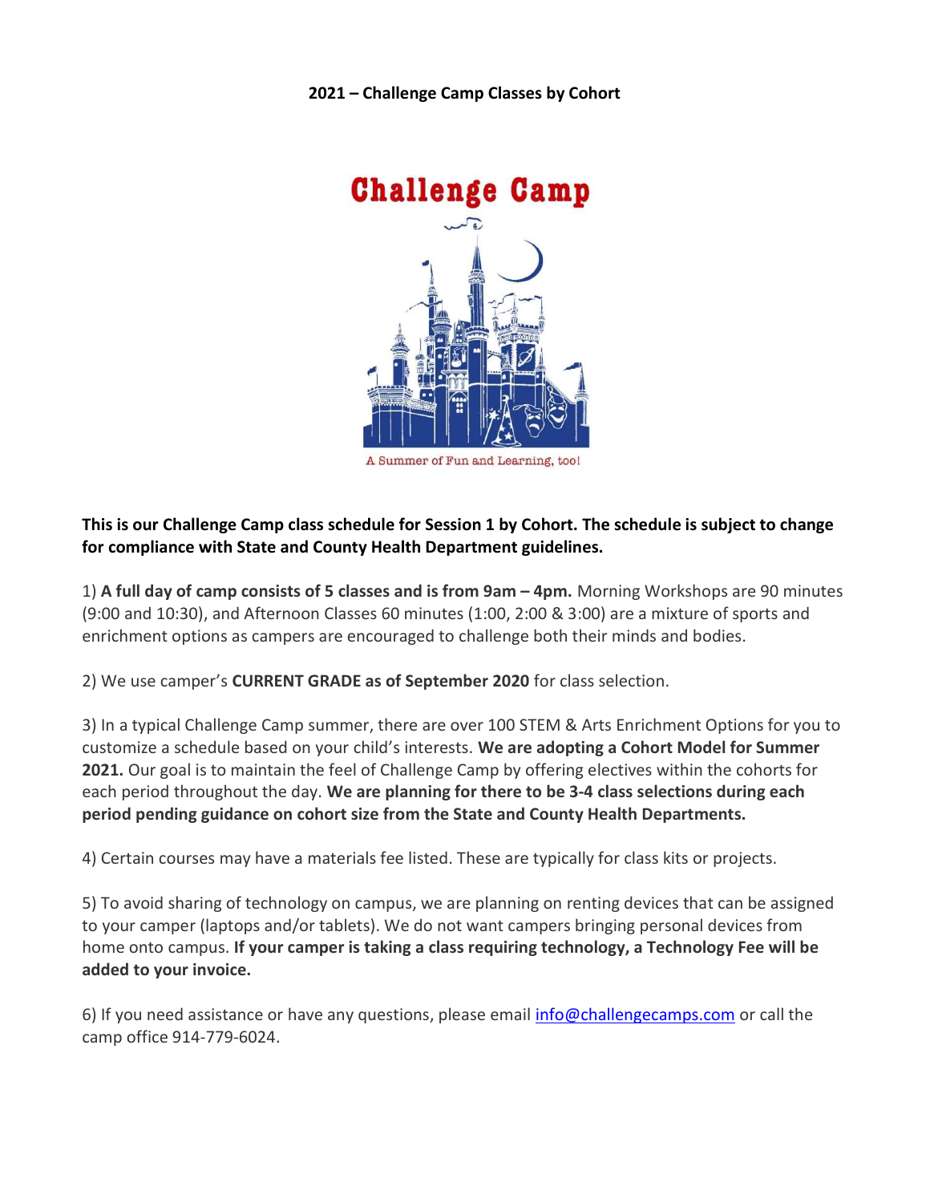# 2021 – Challenge Camp Classes by Cohort

Challenge Camp

A Summer of Fun and Learning, too!

**This is our Challenge Camp class schedule for Session 1 by Cohort. The schedule is subject to change for compliance with State and County Health Department guidelines.**

1) **A full day of camp consists of 5 classes and is from 9am – 4pm.** Morning Workshops are 90 minutes (9:00 and 10:30), and Afternoon Classes 60 minutes (1:00, 2:00 & 3:00) are a mixture of sports and enrichment options as campers are encouraged to challenge both their minds and bodies.

2) We use camper's **CURRENT GRADE as of September 2020** for class selection.

3) In a typical Challenge Camp summer, there are over 100 STEM & Arts Enrichment Options for you to customize a schedule based on your child's interests. **We are adopting a Cohort Model for Summer 2021.** Our goal is to maintain the feel of Challenge Camp by offering electives within the cohorts for each period throughout the day. **We are planning for there to be 3-4 class selections during each period pending guidance on cohort size from the State and County Health Departments.**

4) Certain courses may have a materials fee listed. These are typically for class kits or projects.

5) To avoid sharing of technology on campus, we are planning on renting devices that can be assigned to your camper (laptops and/or tablets). We do not want campers bringing personal devices from home onto campus. **If your camper is taking a class requiring technology, a Technology Fee will be added to your invoice.**

6) If you need assistance or have any questions, please email info@challengecamps.com or call the camp office 914-779-6024.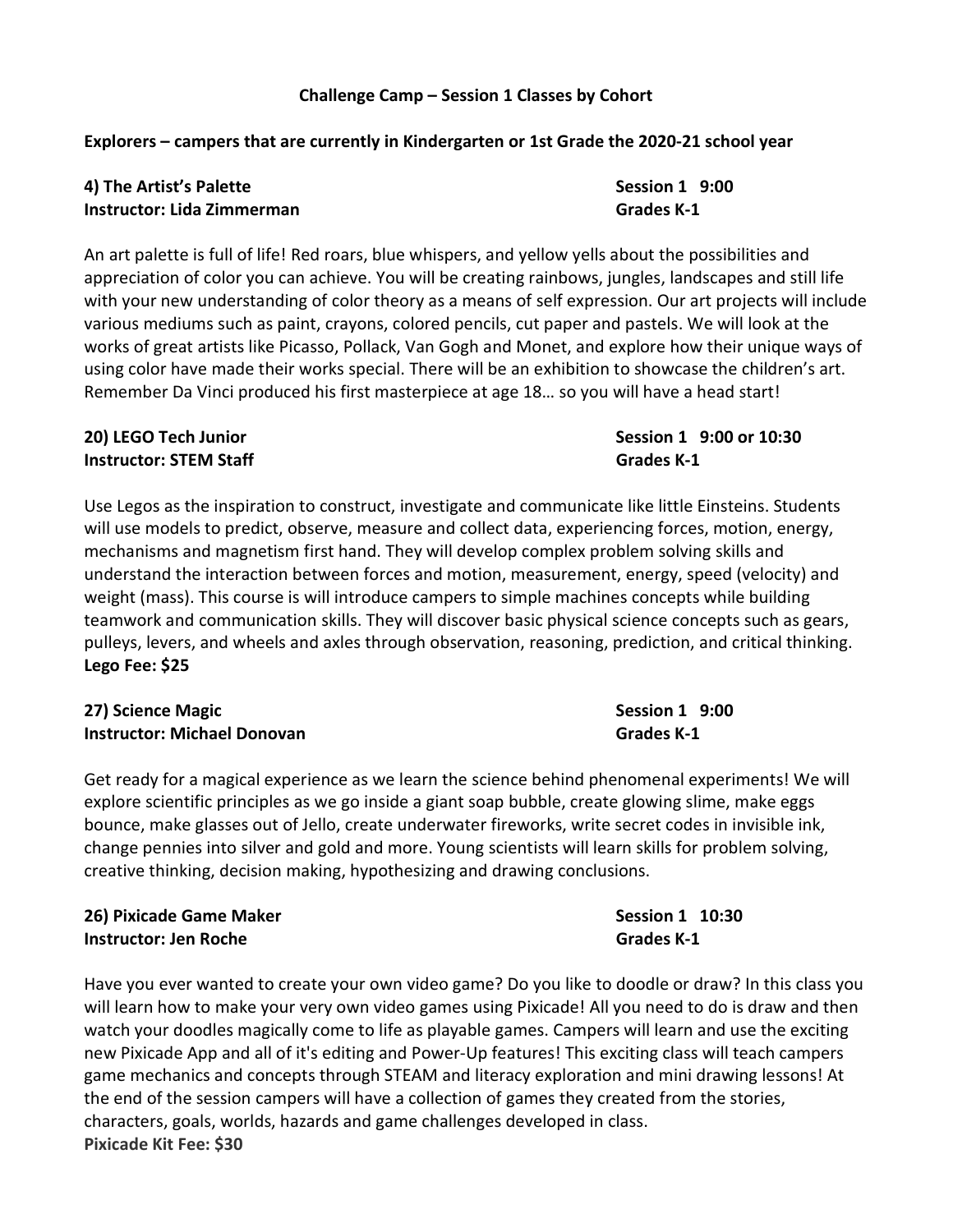**Challenge Camp – Session 1 Classes by Cohort**

**Explorers – campers that are currently in Kindergarten or 1st Grade the 2020-21 school year**

**4) The Artist's Palette** — **Session 1 9:00**
**Instructor: Lida Zimmerman** — **Grades K-1**

An art palette is full of life! Red roars, blue whispers, and yellow yells about the possibilities and appreciation of color you can achieve. You will be creating rainbows, jungles, landscapes and still life with your new understanding of color theory as a means of self expression. Our art projects will include various mediums such as paint, crayons, colored pencils, cut paper and pastels. We will look at the works of great artists like Picasso, Pollack, Van Gogh and Monet, and explore how their unique ways of using color have made their works special. There will be an exhibition to showcase the children's art. Remember Da Vinci produced his first masterpiece at age 18… so you will have a head start!

**20) LEGO Tech Junior** — **Session 1 9:00 or 10:30**
**Instructor: STEM Staff** — **Grades K-1**

Use Legos as the inspiration to construct, investigate and communicate like little Einsteins. Students will use models to predict, observe, measure and collect data, experiencing forces, motion, energy, mechanisms and magnetism first hand. They will develop complex problem solving skills and understand the interaction between forces and motion, measurement, energy, speed (velocity) and weight (mass). This course is will introduce campers to simple machines concepts while building teamwork and communication skills. They will discover basic physical science concepts such as gears, pulleys, levers, and wheels and axles through observation, reasoning, prediction, and critical thinking.
**Lego Fee: $25**

**27) Science Magic** — **Session 1 9:00**
**Instructor: Michael Donovan** — **Grades K-1**

Get ready for a magical experience as we learn the science behind phenomenal experiments! We will explore scientific principles as we go inside a giant soap bubble, create glowing slime, make eggs bounce, make glasses out of Jello, create underwater fireworks, write secret codes in invisible ink, change pennies into silver and gold and more. Young scientists will learn skills for problem solving, creative thinking, decision making, hypothesizing and drawing conclusions.

**26) Pixicade Game Maker** — **Session 1 10:30**
**Instructor: Jen Roche** — **Grades K-1**

Have you ever wanted to create your own video game? Do you like to doodle or draw? In this class you will learn how to make your very own video games using Pixicade! All you need to do is draw and then watch your doodles magically come to life as playable games. Campers will learn and use the exciting new Pixicade App and all of it's editing and Power-Up features! This exciting class will teach campers game mechanics and concepts through STEAM and literacy exploration and mini drawing lessons! At the end of the session campers will have a collection of games they created from the stories, characters, goals, worlds, hazards and game challenges developed in class.
**Pixicade Kit Fee: $30**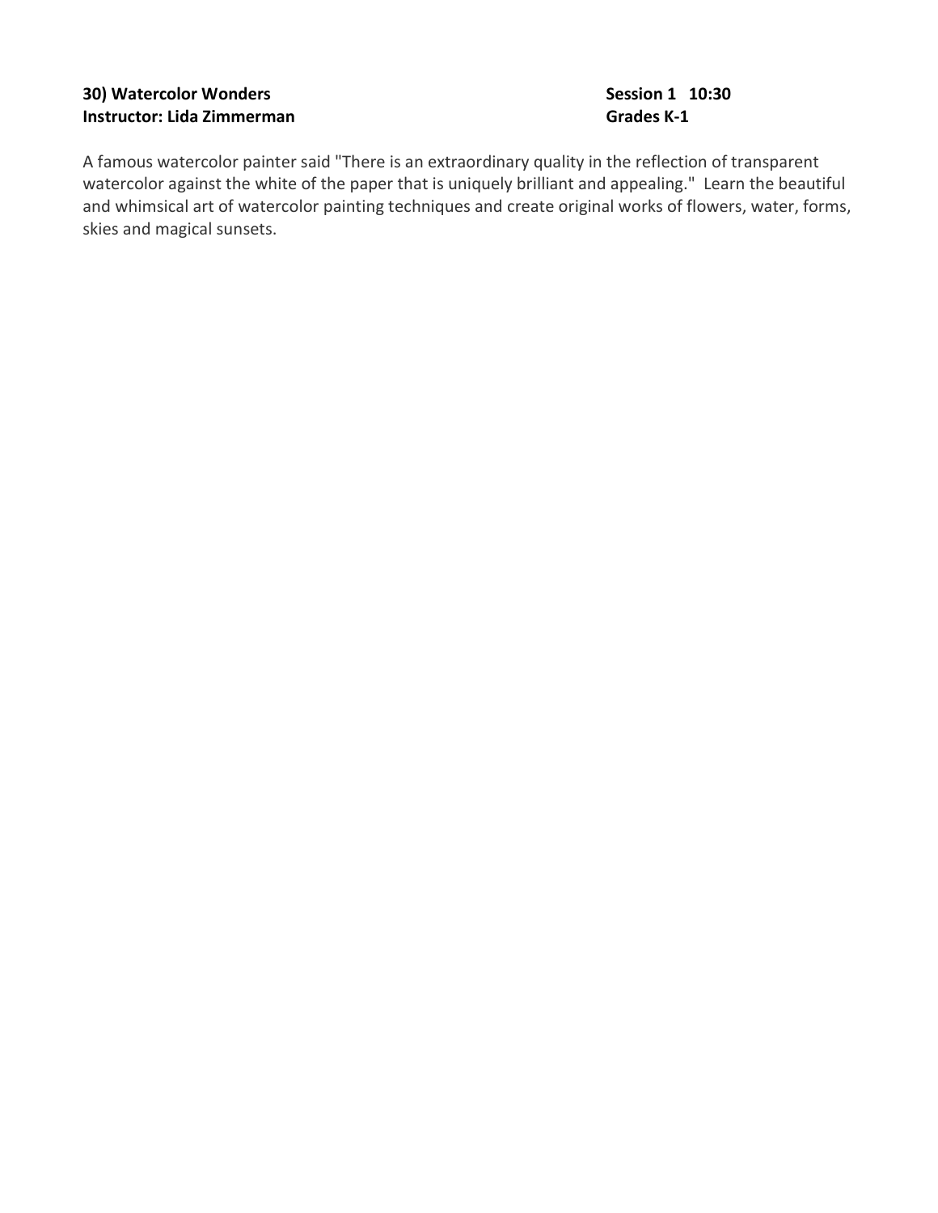**30) Watercolor Wonders** **Session 1 10:30**
**Instructor: Lida Zimmerman** **Grades K-1**

A famous watercolor painter said "There is an extraordinary quality in the reflection of transparent watercolor against the white of the paper that is uniquely brilliant and appealing." Learn the beautiful and whimsical art of watercolor painting techniques and create original works of flowers, water, forms, skies and magical sunsets.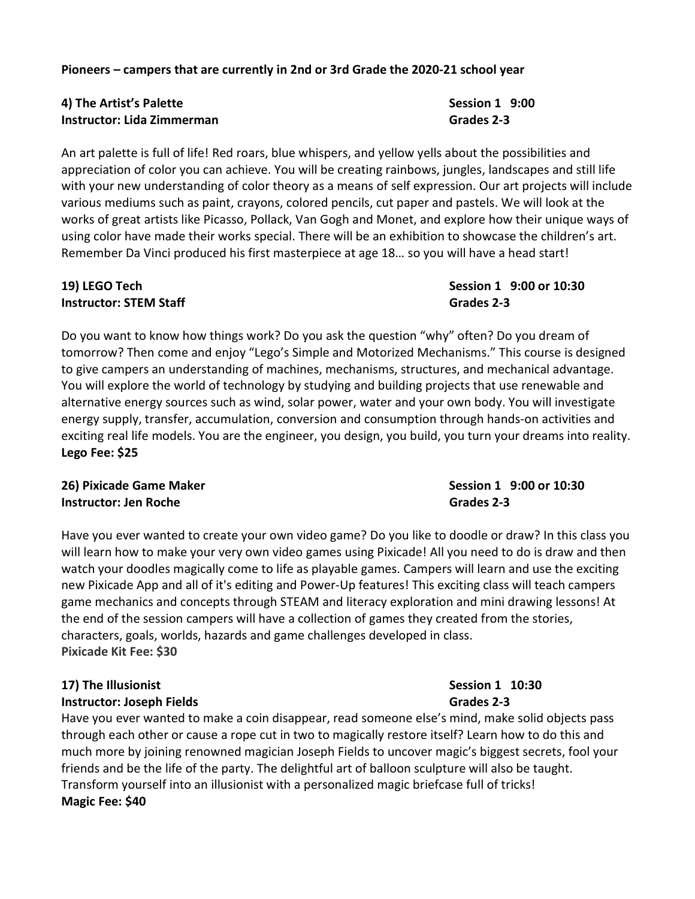**Pioneers – campers that are currently in 2nd or 3rd Grade the 2020-21 school year**

**4) The Artist's Palette** **Session 1 9:00**
**Instructor: Lida Zimmerman** **Grades 2-3**

An art palette is full of life! Red roars, blue whispers, and yellow yells about the possibilities and appreciation of color you can achieve. You will be creating rainbows, jungles, landscapes and still life with your new understanding of color theory as a means of self expression. Our art projects will include various mediums such as paint, crayons, colored pencils, cut paper and pastels. We will look at the works of great artists like Picasso, Pollack, Van Gogh and Monet, and explore how their unique ways of using color have made their works special. There will be an exhibition to showcase the children's art. Remember Da Vinci produced his first masterpiece at age 18… so you will have a head start!

**19) LEGO Tech** **Session 1 9:00 or 10:30**
**Instructor: STEM Staff** **Grades 2-3**

Do you want to know how things work? Do you ask the question "why" often? Do you dream of tomorrow? Then come and enjoy "Lego's Simple and Motorized Mechanisms." This course is designed to give campers an understanding of machines, mechanisms, structures, and mechanical advantage. You will explore the world of technology by studying and building projects that use renewable and alternative energy sources such as wind, solar power, water and your own body. You will investigate energy supply, transfer, accumulation, conversion and consumption through hands-on activities and exciting real life models. You are the engineer, you design, you build, you turn your dreams into reality.
**Lego Fee: $25**

**26) Pixicade Game Maker** **Session 1 9:00 or 10:30**
**Instructor: Jen Roche** **Grades 2-3**

Have you ever wanted to create your own video game? Do you like to doodle or draw? In this class you will learn how to make your very own video games using Pixicade! All you need to do is draw and then watch your doodles magically come to life as playable games. Campers will learn and use the exciting new Pixicade App and all of it's editing and Power-Up features! This exciting class will teach campers game mechanics and concepts through STEAM and literacy exploration and mini drawing lessons! At the end of the session campers will have a collection of games they created from the stories, characters, goals, worlds, hazards and game challenges developed in class.
**Pixicade Kit Fee: $30**

**17) The Illusionist** **Session 1 10:30**
**Instructor: Joseph Fields** **Grades 2-3**

Have you ever wanted to make a coin disappear, read someone else's mind, make solid objects pass through each other or cause a rope cut in two to magically restore itself? Learn how to do this and much more by joining renowned magician Joseph Fields to uncover magic's biggest secrets, fool your friends and be the life of the party. The delightful art of balloon sculpture will also be taught. Transform yourself into an illusionist with a personalized magic briefcase full of tricks!
**Magic Fee: $40**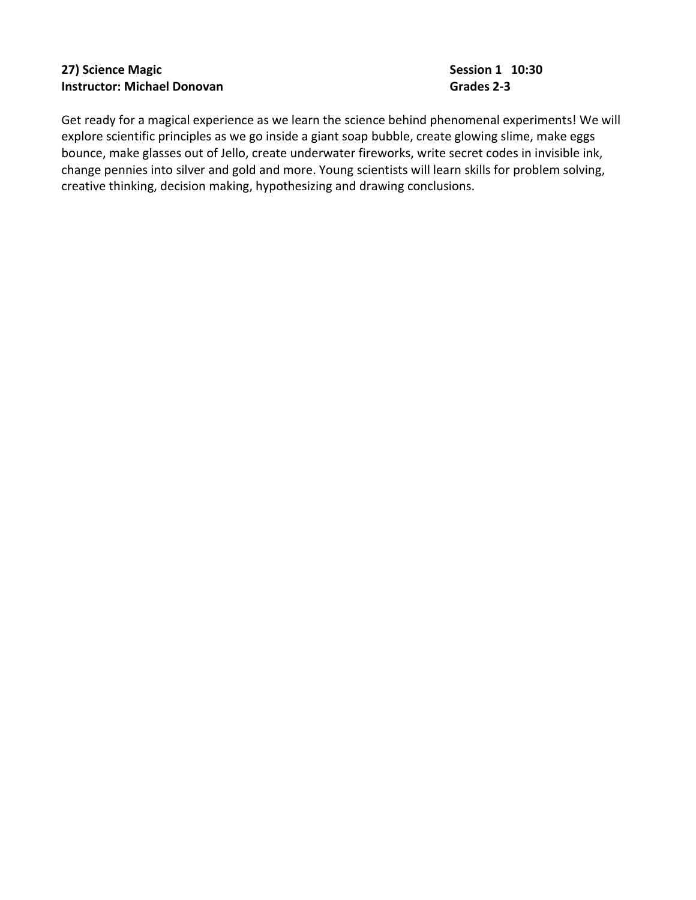**27) Science Magic** **Session 1 10:30**
**Instructor: Michael Donovan** **Grades 2-3**

Get ready for a magical experience as we learn the science behind phenomenal experiments! We will explore scientific principles as we go inside a giant soap bubble, create glowing slime, make eggs bounce, make glasses out of Jello, create underwater fireworks, write secret codes in invisible ink, change pennies into silver and gold and more. Young scientists will learn skills for problem solving, creative thinking, decision making, hypothesizing and drawing conclusions.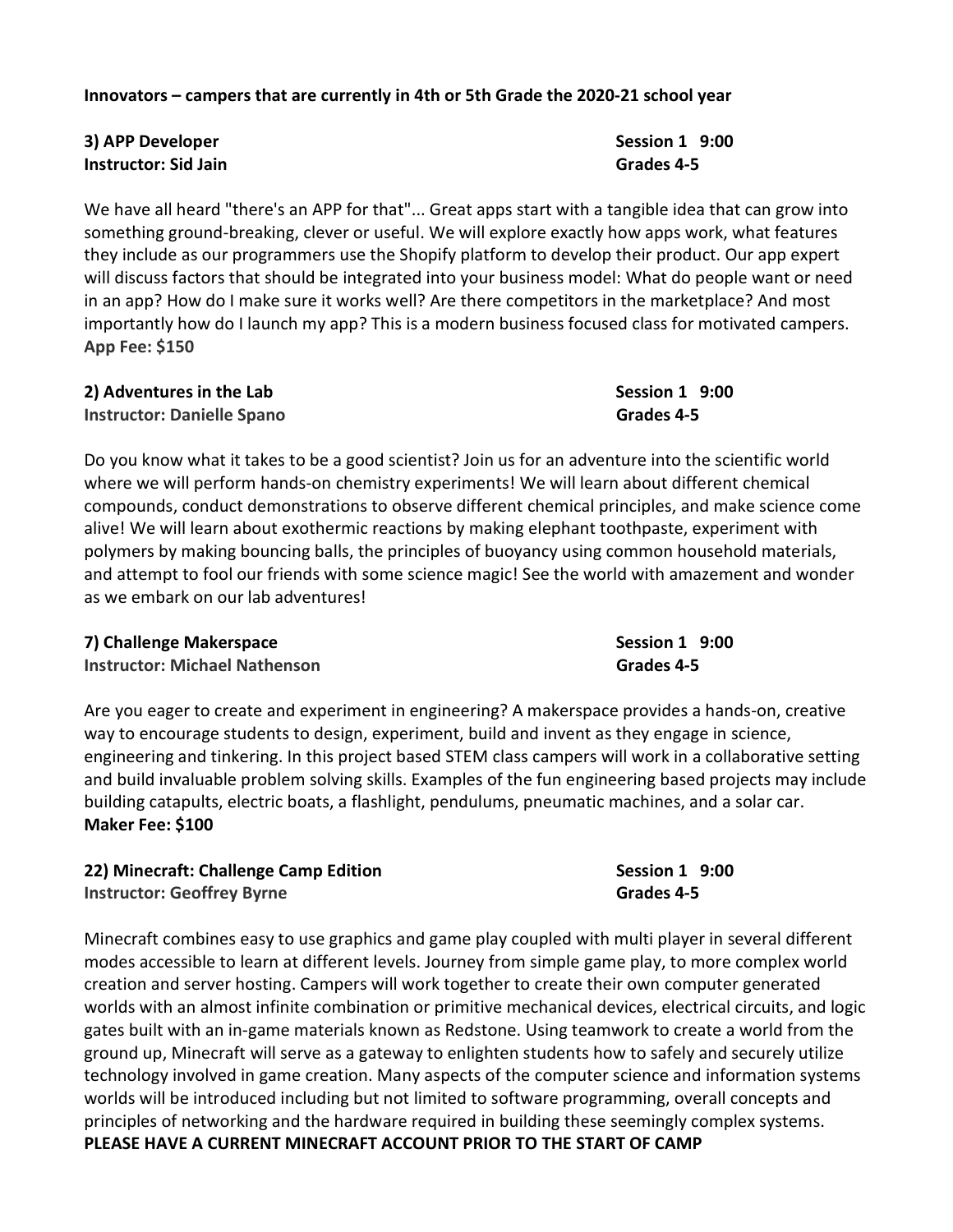**Innovators – campers that are currently in 4th or 5th Grade the 2020-21 school year**

**3) APP Developer** **Session 1 9:00**
**Instructor: Sid Jain** **Grades 4-5**

We have all heard "there's an APP for that"... Great apps start with a tangible idea that can grow into something ground-breaking, clever or useful. We will explore exactly how apps work, what features they include as our programmers use the Shopify platform to develop their product. Our app expert will discuss factors that should be integrated into your business model: What do people want or need in an app? How do I make sure it works well? Are there competitors in the marketplace? And most importantly how do I launch my app? This is a modern business focused class for motivated campers.
**App Fee: $150**

**2) Adventures in the Lab** **Session 1 9:00**
**Instructor: Danielle Spano** **Grades 4-5**

Do you know what it takes to be a good scientist? Join us for an adventure into the scientific world where we will perform hands-on chemistry experiments! We will learn about different chemical compounds, conduct demonstrations to observe different chemical principles, and make science come alive! We will learn about exothermic reactions by making elephant toothpaste, experiment with polymers by making bouncing balls, the principles of buoyancy using common household materials, and attempt to fool our friends with some science magic! See the world with amazement and wonder as we embark on our lab adventures!

**7) Challenge Makerspace** **Session 1 9:00**
**Instructor: Michael Nathenson** **Grades 4-5**

Are you eager to create and experiment in engineering? A makerspace provides a hands-on, creative way to encourage students to design, experiment, build and invent as they engage in science, engineering and tinkering. In this project based STEM class campers will work in a collaborative setting and build invaluable problem solving skills. Examples of the fun engineering based projects may include building catapults, electric boats, a flashlight, pendulums, pneumatic machines, and a solar car.
**Maker Fee: $100**

**22) Minecraft: Challenge Camp Edition** **Session 1 9:00**
**Instructor: Geoffrey Byrne** **Grades 4-5**

Minecraft combines easy to use graphics and game play coupled with multi player in several different modes accessible to learn at different levels. Journey from simple game play, to more complex world creation and server hosting. Campers will work together to create their own computer generated worlds with an almost infinite combination or primitive mechanical devices, electrical circuits, and logic gates built with an in-game materials known as Redstone. Using teamwork to create a world from the ground up, Minecraft will serve as a gateway to enlighten students how to safely and securely utilize technology involved in game creation. Many aspects of the computer science and information systems worlds will be introduced including but not limited to software programming, overall concepts and principles of networking and the hardware required in building these seemingly complex systems.
**PLEASE HAVE A CURRENT MINECRAFT ACCOUNT PRIOR TO THE START OF CAMP**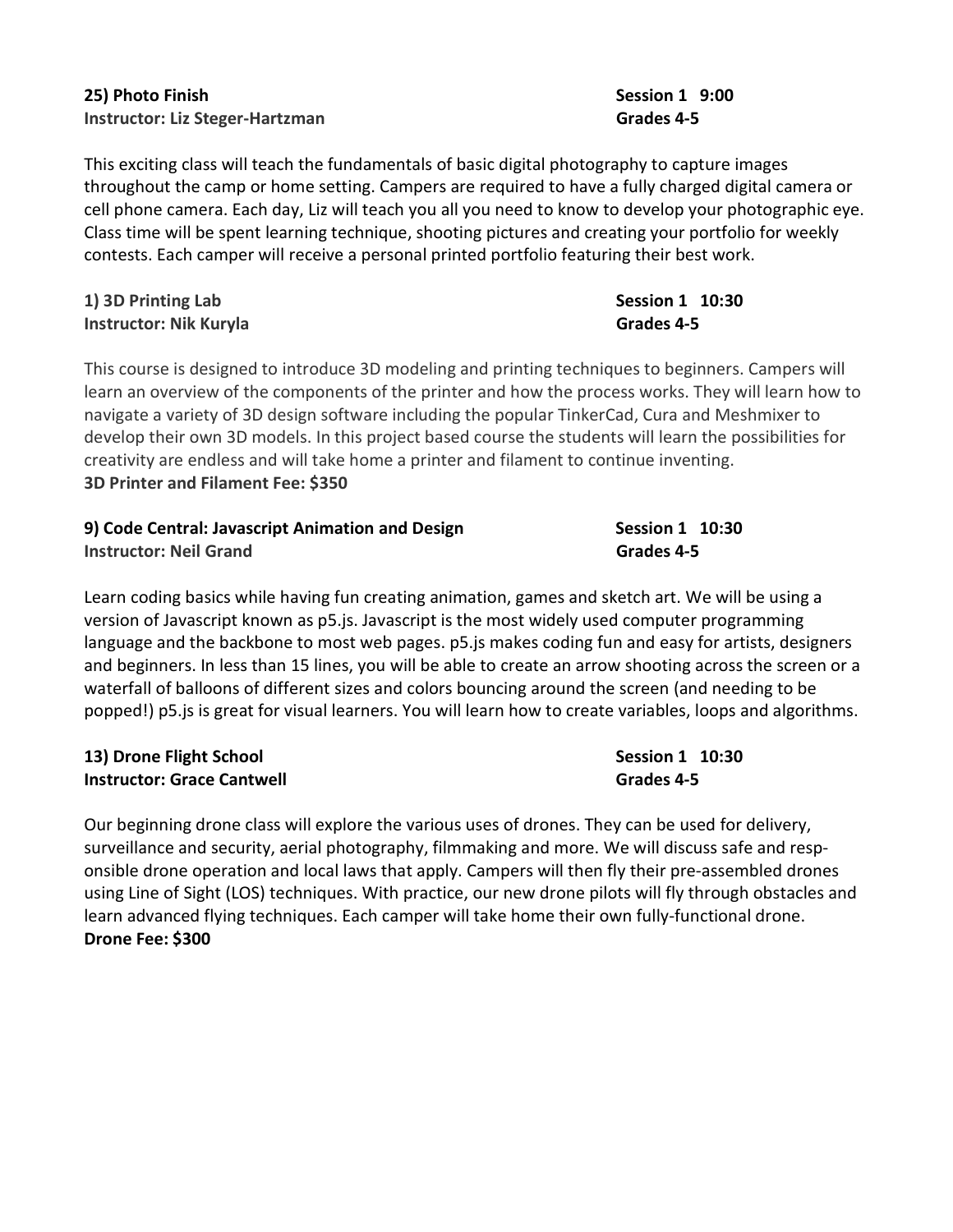**25) Photo Finish** **Session 1 9:00**
**Instructor: Liz Steger-Hartzman** **Grades 4-5**

This exciting class will teach the fundamentals of basic digital photography to capture images throughout the camp or home setting. Campers are required to have a fully charged digital camera or cell phone camera. Each day, Liz will teach you all you need to know to develop your photographic eye. Class time will be spent learning technique, shooting pictures and creating your portfolio for weekly contests. Each camper will receive a personal printed portfolio featuring their best work.

**1) 3D Printing Lab** **Session 1 10:30**
**Instructor: Nik Kuryla** **Grades 4-5**

This course is designed to introduce 3D modeling and printing techniques to beginners. Campers will learn an overview of the components of the printer and how the process works. They will learn how to navigate a variety of 3D design software including the popular TinkerCad, Cura and Meshmixer to develop their own 3D models. In this project based course the students will learn the possibilities for creativity are endless and will take home a printer and filament to continue inventing.
**3D Printer and Filament Fee: $350**

**9) Code Central: Javascript Animation and Design** **Session 1 10:30**
**Instructor: Neil Grand** **Grades 4-5**

Learn coding basics while having fun creating animation, games and sketch art. We will be using a version of Javascript known as p5.js. Javascript is the most widely used computer programming language and the backbone to most web pages. p5.js makes coding fun and easy for artists, designers and beginners. In less than 15 lines, you will be able to create an arrow shooting across the screen or a waterfall of balloons of different sizes and colors bouncing around the screen (and needing to be popped!) p5.js is great for visual learners. You will learn how to create variables, loops and algorithms.

**13) Drone Flight School** **Session 1 10:30**
**Instructor: Grace Cantwell** **Grades 4-5**

Our beginning drone class will explore the various uses of drones. They can be used for delivery, surveillance and security, aerial photography, filmmaking and more. We will discuss safe and responsible drone operation and local laws that apply. Campers will then fly their pre-assembled drones using Line of Sight (LOS) techniques. With practice, our new drone pilots will fly through obstacles and learn advanced flying techniques. Each camper will take home their own fully-functional drone.
**Drone Fee: $300**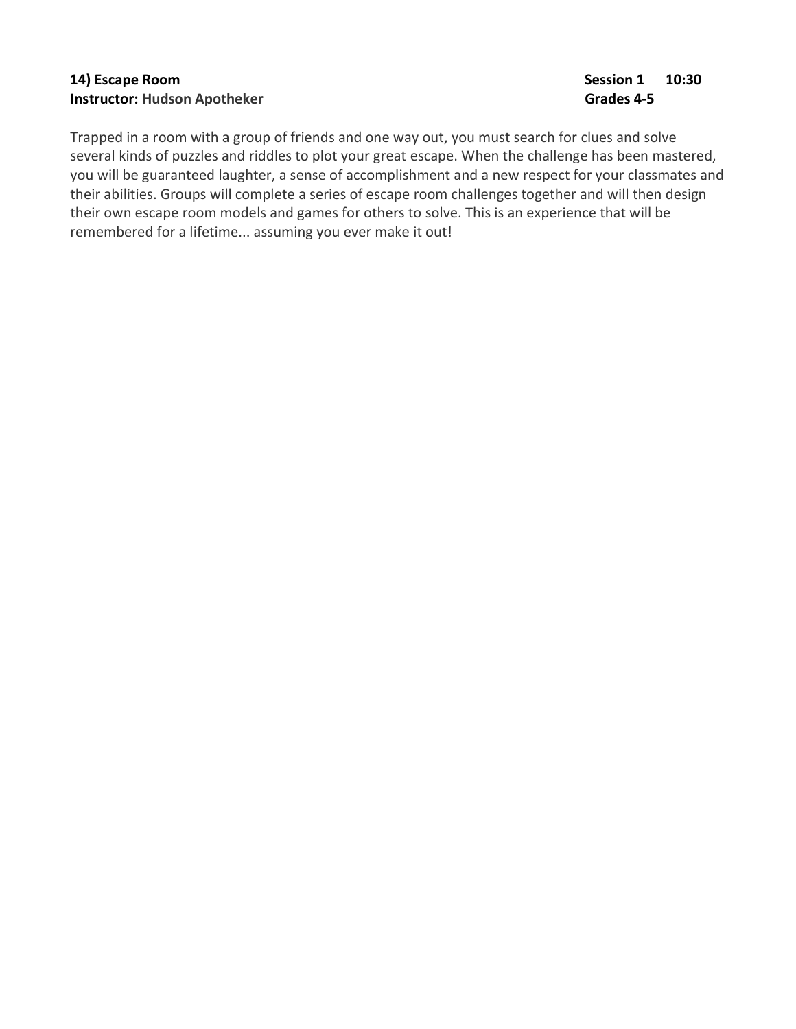**14) Escape Room** **Session 1 10:30**
**Instructor:** Hudson Apotheker **Grades 4-5**

Trapped in a room with a group of friends and one way out, you must search for clues and solve several kinds of puzzles and riddles to plot your great escape. When the challenge has been mastered, you will be guaranteed laughter, a sense of accomplishment and a new respect for your classmates and their abilities. Groups will complete a series of escape room challenges together and will then design their own escape room models and games for others to solve. This is an experience that will be remembered for a lifetime... assuming you ever make it out!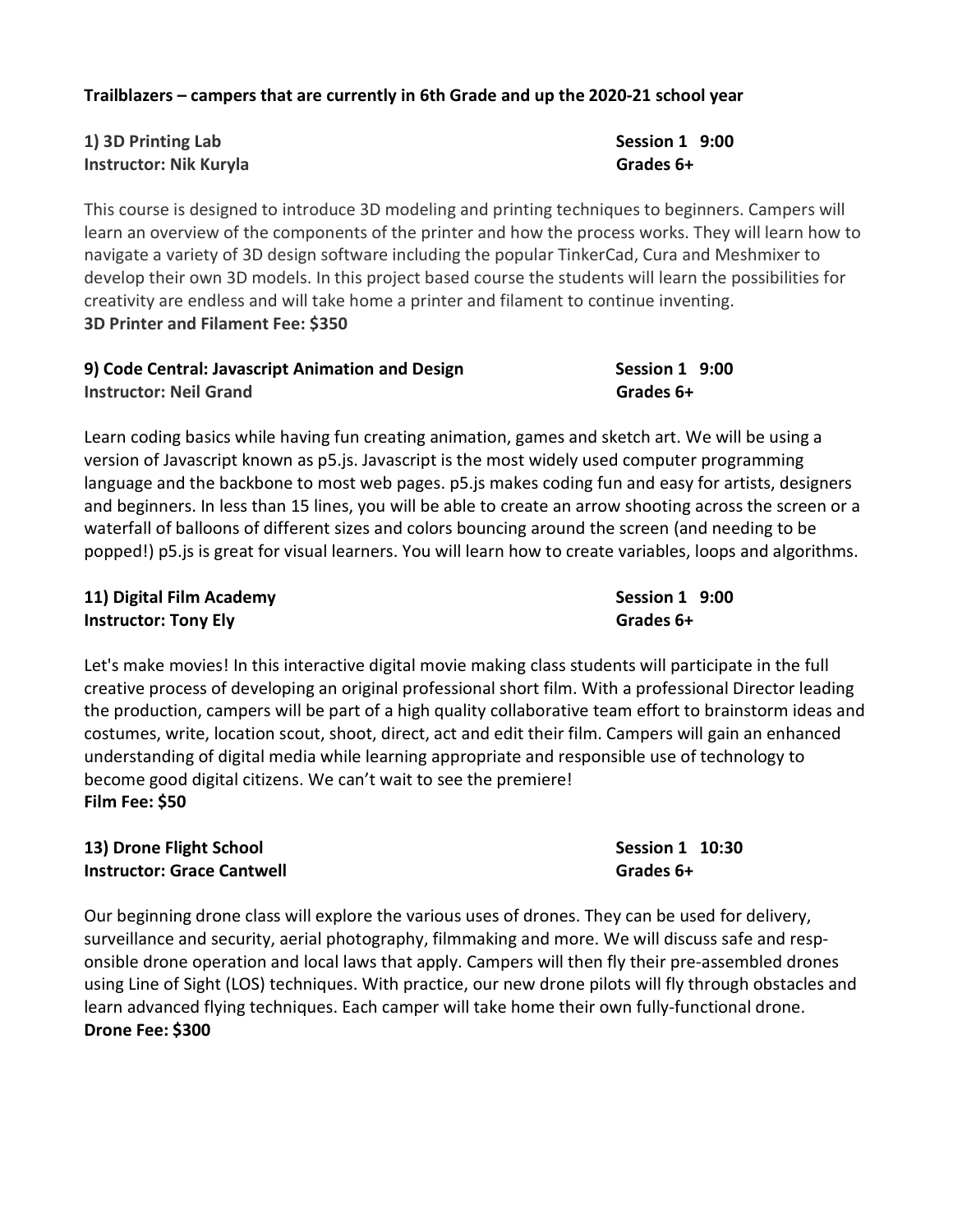**Trailblazers – campers that are currently in 6th Grade and up the 2020-21 school year**

**1) 3D Printing Lab** **Session 1 9:00**
**Instructor: Nik Kuryla** **Grades 6+**

This course is designed to introduce 3D modeling and printing techniques to beginners. Campers will learn an overview of the components of the printer and how the process works. They will learn how to navigate a variety of 3D design software including the popular TinkerCad, Cura and Meshmixer to develop their own 3D models. In this project based course the students will learn the possibilities for creativity are endless and will take home a printer and filament to continue inventing.
**3D Printer and Filament Fee: $350**

**9) Code Central: Javascript Animation and Design** **Session 1 9:00**
**Instructor: Neil Grand** **Grades 6+**

Learn coding basics while having fun creating animation, games and sketch art. We will be using a version of Javascript known as p5.js. Javascript is the most widely used computer programming language and the backbone to most web pages. p5.js makes coding fun and easy for artists, designers and beginners. In less than 15 lines, you will be able to create an arrow shooting across the screen or a waterfall of balloons of different sizes and colors bouncing around the screen (and needing to be popped!) p5.js is great for visual learners. You will learn how to create variables, loops and algorithms.

**11) Digital Film Academy** **Session 1 9:00**
**Instructor: Tony Ely** **Grades 6+**

Let's make movies! In this interactive digital movie making class students will participate in the full creative process of developing an original professional short film. With a professional Director leading the production, campers will be part of a high quality collaborative team effort to brainstorm ideas and costumes, write, location scout, shoot, direct, act and edit their film. Campers will gain an enhanced understanding of digital media while learning appropriate and responsible use of technology to become good digital citizens. We can't wait to see the premiere!
**Film Fee: $50**

**13) Drone Flight School** **Session 1 10:30**
**Instructor: Grace Cantwell** **Grades 6+**

Our beginning drone class will explore the various uses of drones. They can be used for delivery, surveillance and security, aerial photography, filmmaking and more. We will discuss safe and responsible drone operation and local laws that apply. Campers will then fly their pre-assembled drones using Line of Sight (LOS) techniques. With practice, our new drone pilots will fly through obstacles and learn advanced flying techniques. Each camper will take home their own fully-functional drone.
**Drone Fee: $300**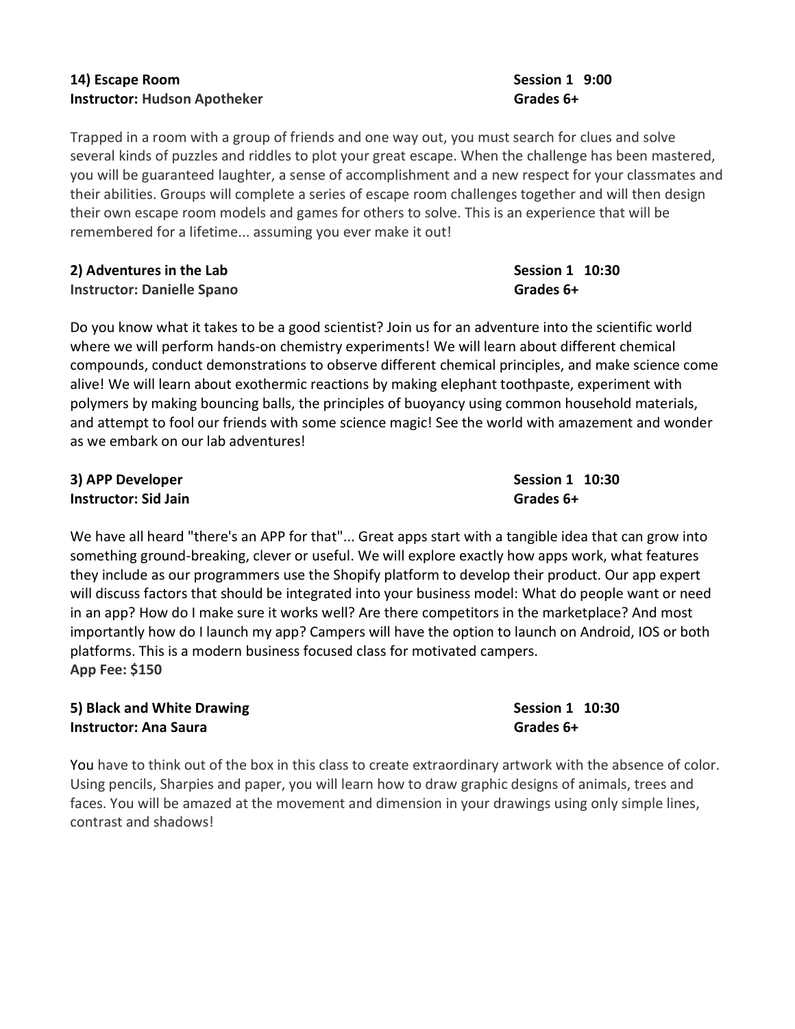**14) Escape Room** **Session 1 9:00**
**Instructor:** Hudson Apotheker **Grades 6+**

Trapped in a room with a group of friends and one way out, you must search for clues and solve several kinds of puzzles and riddles to plot your great escape. When the challenge has been mastered, you will be guaranteed laughter, a sense of accomplishment and a new respect for your classmates and their abilities. Groups will complete a series of escape room challenges together and will then design their own escape room models and games for others to solve. This is an experience that will be remembered for a lifetime... assuming you ever make it out!

**2) Adventures in the Lab** **Session 1 10:30**
**Instructor: Danielle Spano** **Grades 6+**

Do you know what it takes to be a good scientist? Join us for an adventure into the scientific world where we will perform hands-on chemistry experiments! We will learn about different chemical compounds, conduct demonstrations to observe different chemical principles, and make science come alive! We will learn about exothermic reactions by making elephant toothpaste, experiment with polymers by making bouncing balls, the principles of buoyancy using common household materials, and attempt to fool our friends with some science magic! See the world with amazement and wonder as we embark on our lab adventures!

**3) APP Developer** **Session 1 10:30**
**Instructor: Sid Jain** **Grades 6+**

We have all heard "there's an APP for that"... Great apps start with a tangible idea that can grow into something ground-breaking, clever or useful. We will explore exactly how apps work, what features they include as our programmers use the Shopify platform to develop their product. Our app expert will discuss factors that should be integrated into your business model: What do people want or need in an app? How do I make sure it works well? Are there competitors in the marketplace? And most importantly how do I launch my app? Campers will have the option to launch on Android, IOS or both platforms. This is a modern business focused class for motivated campers.
**App Fee: $150**

**5) Black and White Drawing** **Session 1 10:30**
**Instructor: Ana Saura** **Grades 6+**

You have to think out of the box in this class to create extraordinary artwork with the absence of color. Using pencils, Sharpies and paper, you will learn how to draw graphic designs of animals, trees and faces. You will be amazed at the movement and dimension in your drawings using only simple lines, contrast and shadows!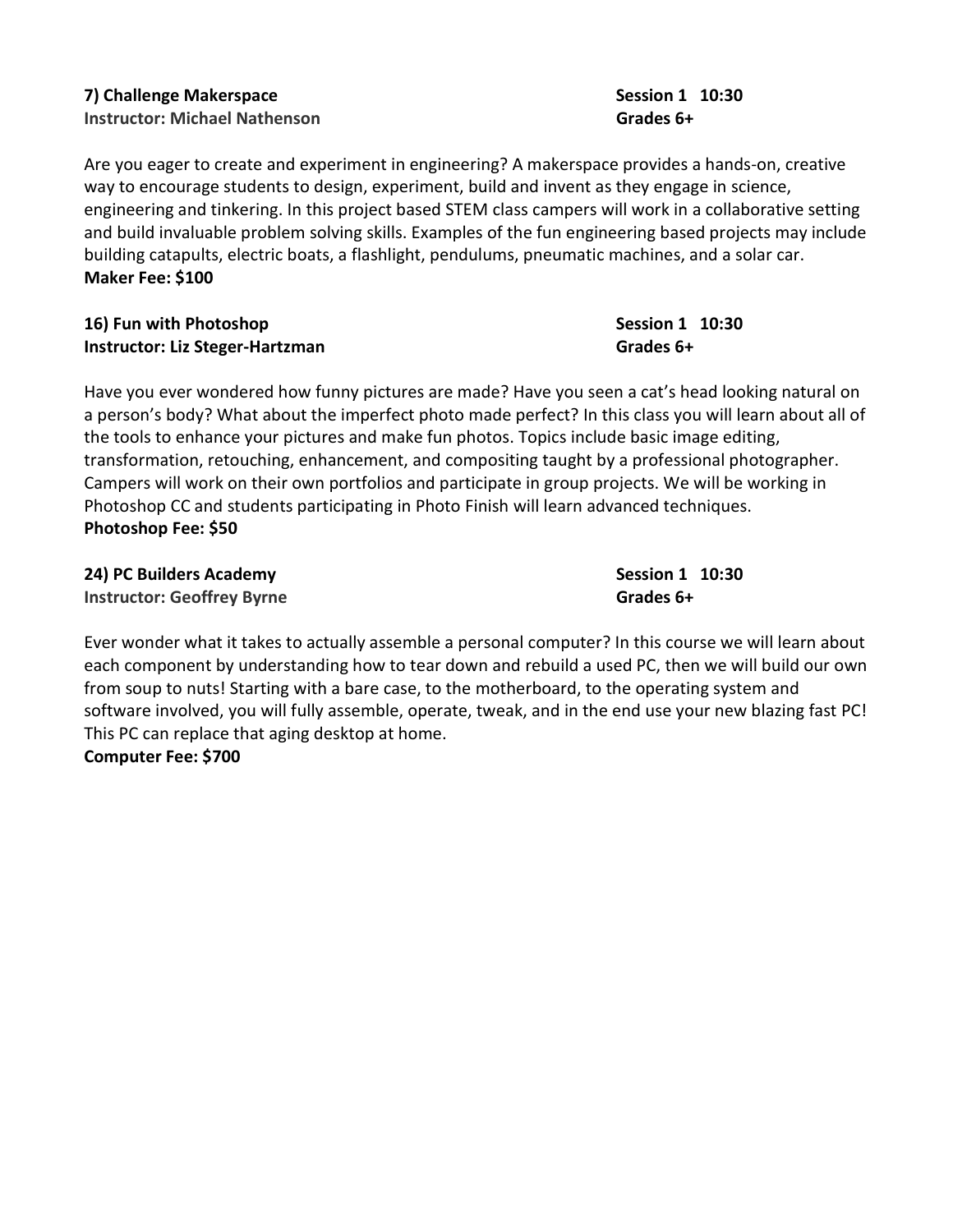**7) Challenge Makerspace** **Session 1 10:30**
**Instructor: Michael Nathenson** **Grades 6+**

Are you eager to create and experiment in engineering? A makerspace provides a hands-on, creative way to encourage students to design, experiment, build and invent as they engage in science, engineering and tinkering. In this project based STEM class campers will work in a collaborative setting and build invaluable problem solving skills. Examples of the fun engineering based projects may include building catapults, electric boats, a flashlight, pendulums, pneumatic machines, and a solar car.
**Maker Fee: $100**

**16) Fun with Photoshop** **Session 1 10:30**
**Instructor: Liz Steger-Hartzman** **Grades 6+**

Have you ever wondered how funny pictures are made? Have you seen a cat's head looking natural on a person's body? What about the imperfect photo made perfect? In this class you will learn about all of the tools to enhance your pictures and make fun photos. Topics include basic image editing, transformation, retouching, enhancement, and compositing taught by a professional photographer. Campers will work on their own portfolios and participate in group projects. We will be working in Photoshop CC and students participating in Photo Finish will learn advanced techniques.
**Photoshop Fee: $50**

**24) PC Builders Academy** **Session 1 10:30**
**Instructor: Geoffrey Byrne** **Grades 6+**

Ever wonder what it takes to actually assemble a personal computer? In this course we will learn about each component by understanding how to tear down and rebuild a used PC, then we will build our own from soup to nuts! Starting with a bare case, to the motherboard, to the operating system and software involved, you will fully assemble, operate, tweak, and in the end use your new blazing fast PC! This PC can replace that aging desktop at home.
**Computer Fee: $700**